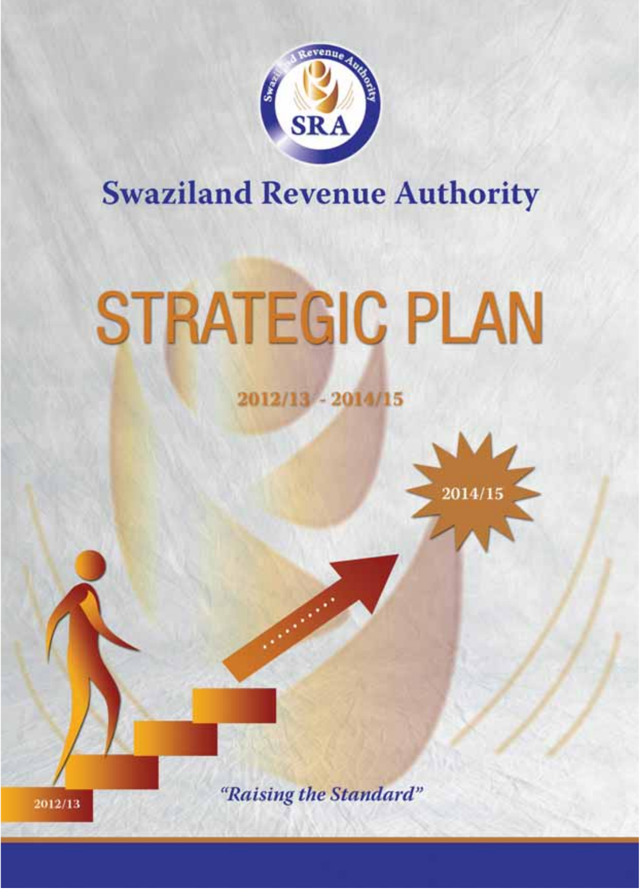# Swaziland Revenue Authority

# STRATEGIC PLAN

## 2012/13 - 2014/15

*"Raising the Standard"*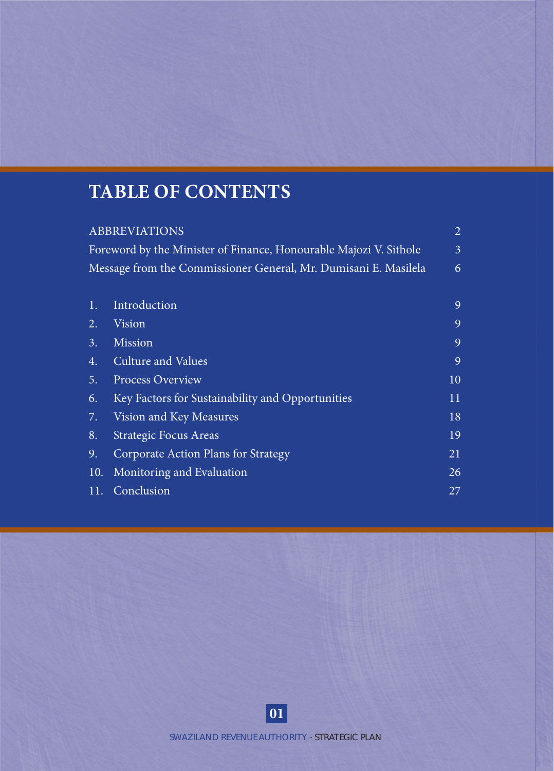# TABLE OF CONTENTS

| | |
|---|---|
| ABBREVIATIONS | 2 |
| Foreword by the Minister of Finance, Honourable Majozi V. Sithole | 3 |
| Message from the Commissioner General, Mr. Dumisani E. Masilela | 6 |
| 1. Introduction | 9 |
| 2. Vision | 9 |
| 3. Mission | 9 |
| 4. Culture and Values | 9 |
| 5. Process Overview | 10 |
| 6. Key Factors for Sustainability and Opportunities | 11 |
| 7. Vision and Key Measures | 18 |
| 8. Strategic Focus Areas | 19 |
| 9. Corporate Action Plans for Strategy | 21 |
| 10. Monitoring and Evaluation | 26 |
| 11. Conclusion | 27 |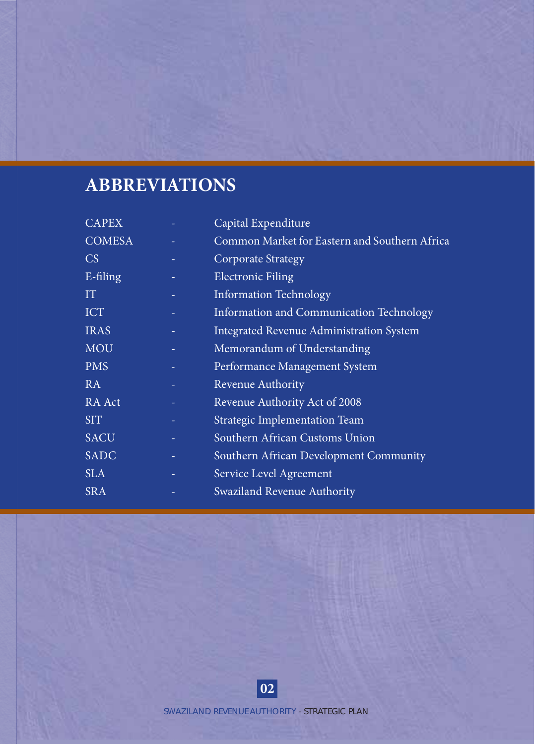# ABBREVIATIONS

| | | |
|---|---|---|
| CAPEX | - | Capital Expenditure |
| COMESA | - | Common Market for Eastern and Southern Africa |
| CS | - | Corporate Strategy |
| E-filing | - | Electronic Filing |
| IT | - | Information Technology |
| ICT | - | Information and Communication Technology |
| IRAS | - | Integrated Revenue Administration System |
| MOU | - | Memorandum of Understanding |
| PMS | - | Performance Management System |
| RA | - | Revenue Authority |
| RA Act | - | Revenue Authority Act of 2008 |
| SIT | - | Strategic Implementation Team |
| SACU | - | Southern African Customs Union |
| SADC | - | Southern African Development Community |
| SLA | - | Service Level Agreement |
| SRA | - | Swaziland Revenue Authority |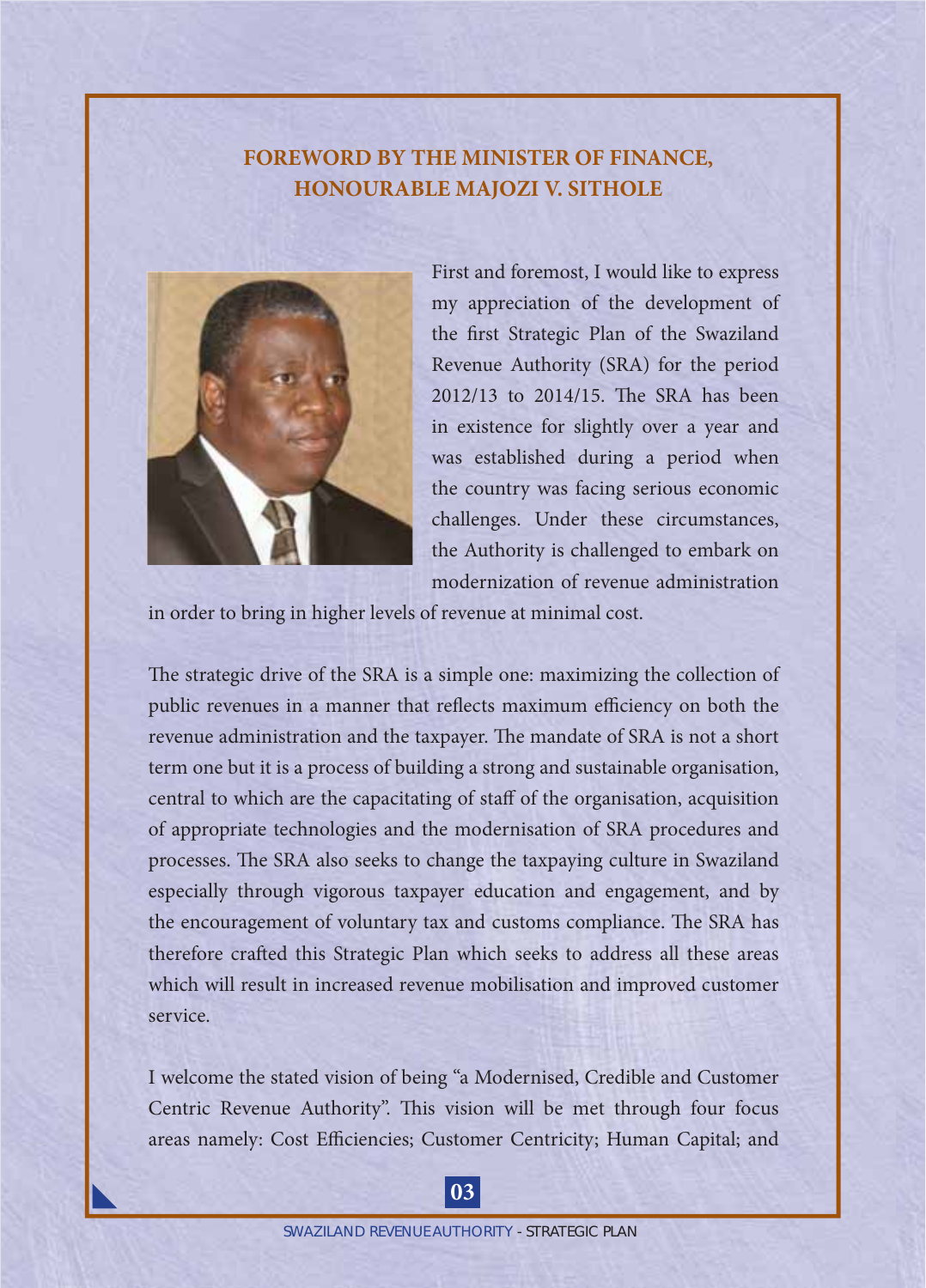## FOREWORD BY THE MINISTER OF FINANCE, HONOURABLE MAJOZI V. SITHOLE

First and foremost, I would like to express my appreciation of the development of the first Strategic Plan of the Swaziland Revenue Authority (SRA) for the period 2012/13 to 2014/15. The SRA has been in existence for slightly over a year and was established during a period when the country was facing serious economic challenges. Under these circumstances, the Authority is challenged to embark on modernization of revenue administration in order to bring in higher levels of revenue at minimal cost.

The strategic drive of the SRA is a simple one: maximizing the collection of public revenues in a manner that reflects maximum efficiency on both the revenue administration and the taxpayer. The mandate of SRA is not a short term one but it is a process of building a strong and sustainable organisation, central to which are the capacitating of staff of the organisation, acquisition of appropriate technologies and the modernisation of SRA procedures and processes. The SRA also seeks to change the taxpaying culture in Swaziland especially through vigorous taxpayer education and engagement, and by the encouragement of voluntary tax and customs compliance. The SRA has therefore crafted this Strategic Plan which seeks to address all these areas which will result in increased revenue mobilisation and improved customer service.

I welcome the stated vision of being "a Modernised, Credible and Customer Centric Revenue Authority". This vision will be met through four focus areas namely: Cost Efficiencies; Customer Centricity; Human Capital; and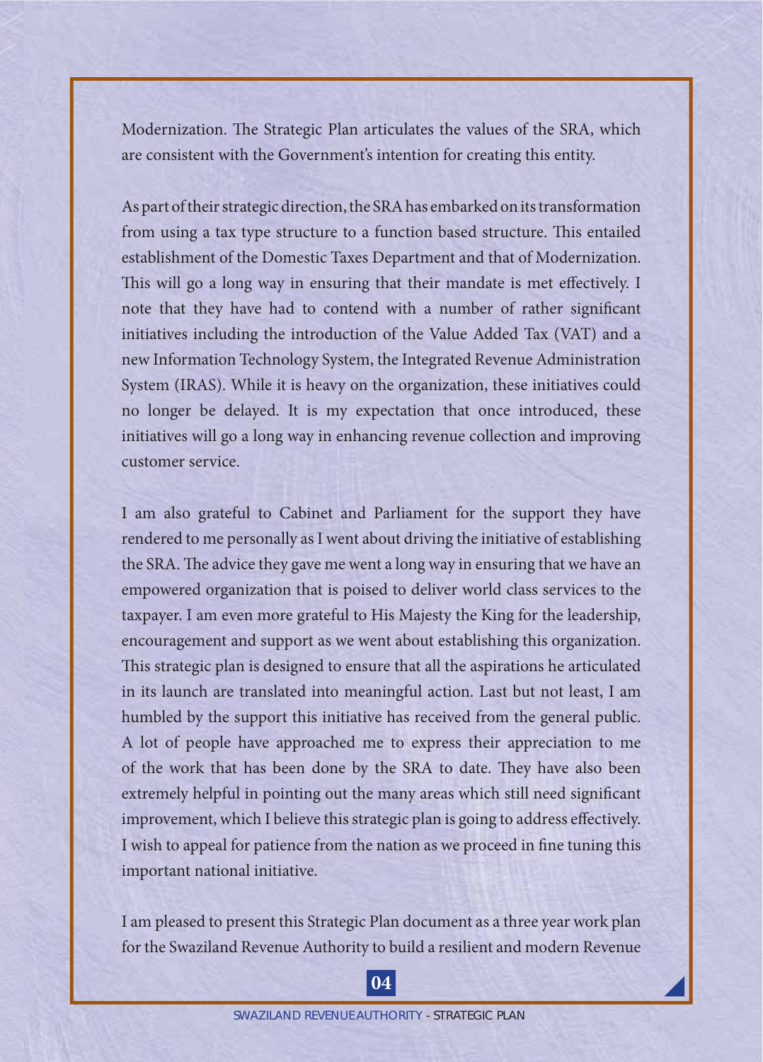Modernization. The Strategic Plan articulates the values of the SRA, which are consistent with the Government's intention for creating this entity.

As part of their strategic direction, the SRA has embarked on its transformation from using a tax type structure to a function based structure. This entailed establishment of the Domestic Taxes Department and that of Modernization. This will go a long way in ensuring that their mandate is met effectively. I note that they have had to contend with a number of rather significant initiatives including the introduction of the Value Added Tax (VAT) and a new Information Technology System, the Integrated Revenue Administration System (IRAS). While it is heavy on the organization, these initiatives could no longer be delayed. It is my expectation that once introduced, these initiatives will go a long way in enhancing revenue collection and improving customer service.

I am also grateful to Cabinet and Parliament for the support they have rendered to me personally as I went about driving the initiative of establishing the SRA. The advice they gave me went a long way in ensuring that we have an empowered organization that is poised to deliver world class services to the taxpayer. I am even more grateful to His Majesty the King for the leadership, encouragement and support as we went about establishing this organization. This strategic plan is designed to ensure that all the aspirations he articulated in its launch are translated into meaningful action. Last but not least, I am humbled by the support this initiative has received from the general public. A lot of people have approached me to express their appreciation to me of the work that has been done by the SRA to date. They have also been extremely helpful in pointing out the many areas which still need significant improvement, which I believe this strategic plan is going to address effectively. I wish to appeal for patience from the nation as we proceed in fine tuning this important national initiative.

I am pleased to present this Strategic Plan document as a three year work plan for the Swaziland Revenue Authority to build a resilient and modern Revenue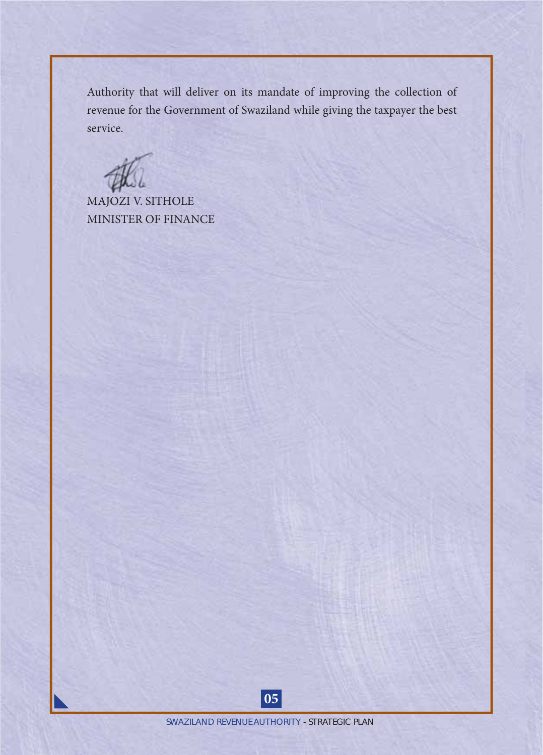Authority that will deliver on its mandate of improving the collection of revenue for the Government of Swaziland while giving the taxpayer the best service.

MAJOZI V. SITHOLE
MINISTER OF FINANCE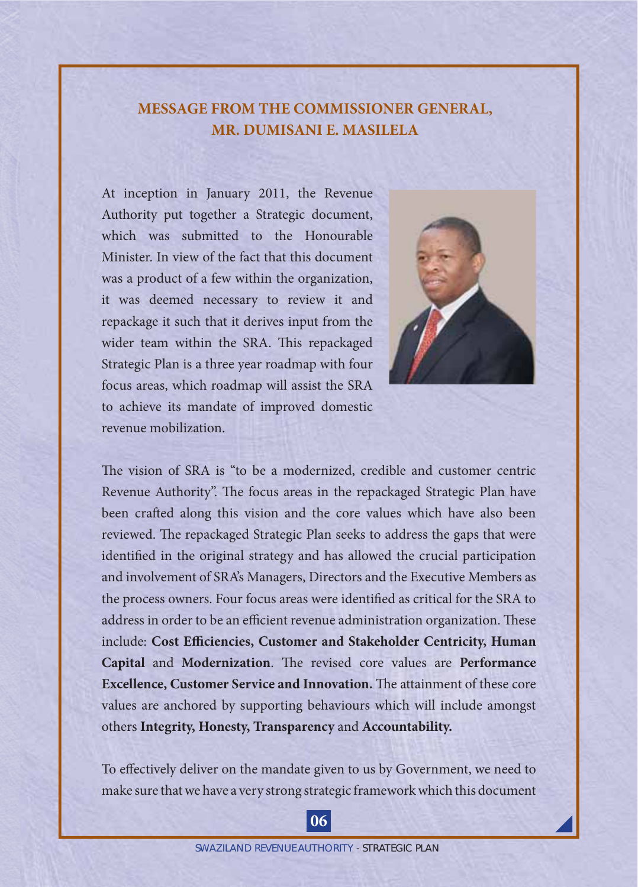## MESSAGE FROM THE COMMISSIONER GENERAL, MR. DUMISANI E. MASILELA

At inception in January 2011, the Revenue Authority put together a Strategic document, which was submitted to the Honourable Minister. In view of the fact that this document was a product of a few within the organization, it was deemed necessary to review it and repackage it such that it derives input from the wider team within the SRA. This repackaged Strategic Plan is a three year roadmap with four focus areas, which roadmap will assist the SRA to achieve its mandate of improved domestic revenue mobilization.

The vision of SRA is "to be a modernized, credible and customer centric Revenue Authority". The focus areas in the repackaged Strategic Plan have been crafted along this vision and the core values which have also been reviewed. The repackaged Strategic Plan seeks to address the gaps that were identified in the original strategy and has allowed the crucial participation and involvement of SRA's Managers, Directors and the Executive Members as the process owners. Four focus areas were identified as critical for the SRA to address in order to be an efficient revenue administration organization. These include: **Cost Efficiencies, Customer and Stakeholder Centricity, Human Capital** and **Modernization**. The revised core values are **Performance Excellence, Customer Service and Innovation.** The attainment of these core values are anchored by supporting behaviours which will include amongst others **Integrity, Honesty, Transparency** and **Accountability.**

To effectively deliver on the mandate given to us by Government, we need to make sure that we have a very strong strategic framework which this document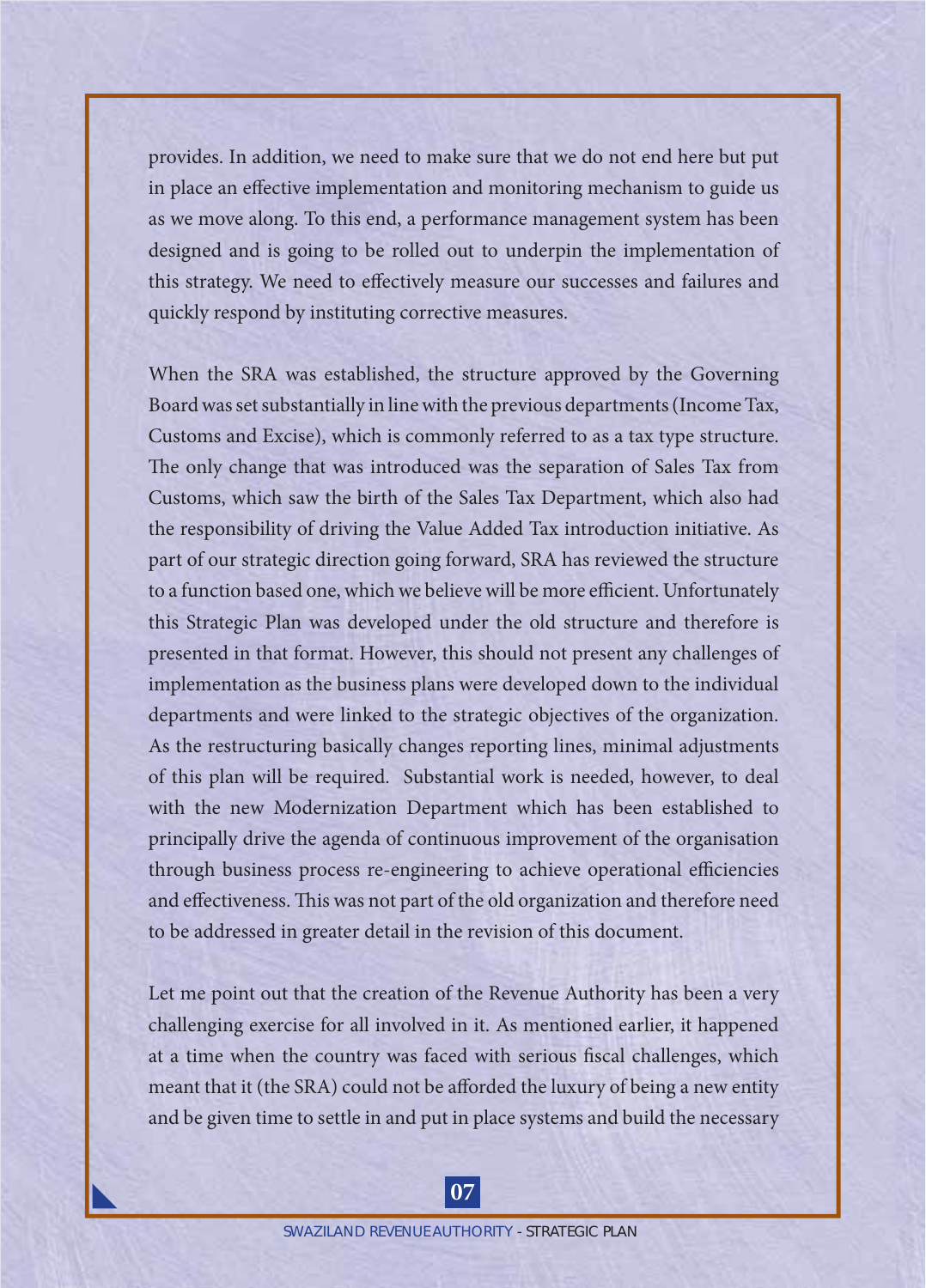provides. In addition, we need to make sure that we do not end here but put in place an effective implementation and monitoring mechanism to guide us as we move along. To this end, a performance management system has been designed and is going to be rolled out to underpin the implementation of this strategy. We need to effectively measure our successes and failures and quickly respond by instituting corrective measures.

When the SRA was established, the structure approved by the Governing Board was set substantially in line with the previous departments (Income Tax, Customs and Excise), which is commonly referred to as a tax type structure. The only change that was introduced was the separation of Sales Tax from Customs, which saw the birth of the Sales Tax Department, which also had the responsibility of driving the Value Added Tax introduction initiative. As part of our strategic direction going forward, SRA has reviewed the structure to a function based one, which we believe will be more efficient. Unfortunately this Strategic Plan was developed under the old structure and therefore is presented in that format. However, this should not present any challenges of implementation as the business plans were developed down to the individual departments and were linked to the strategic objectives of the organization. As the restructuring basically changes reporting lines, minimal adjustments of this plan will be required. Substantial work is needed, however, to deal with the new Modernization Department which has been established to principally drive the agenda of continuous improvement of the organisation through business process re-engineering to achieve operational efficiencies and effectiveness. This was not part of the old organization and therefore need to be addressed in greater detail in the revision of this document.

Let me point out that the creation of the Revenue Authority has been a very challenging exercise for all involved in it. As mentioned earlier, it happened at a time when the country was faced with serious fiscal challenges, which meant that it (the SRA) could not be afforded the luxury of being a new entity and be given time to settle in and put in place systems and build the necessary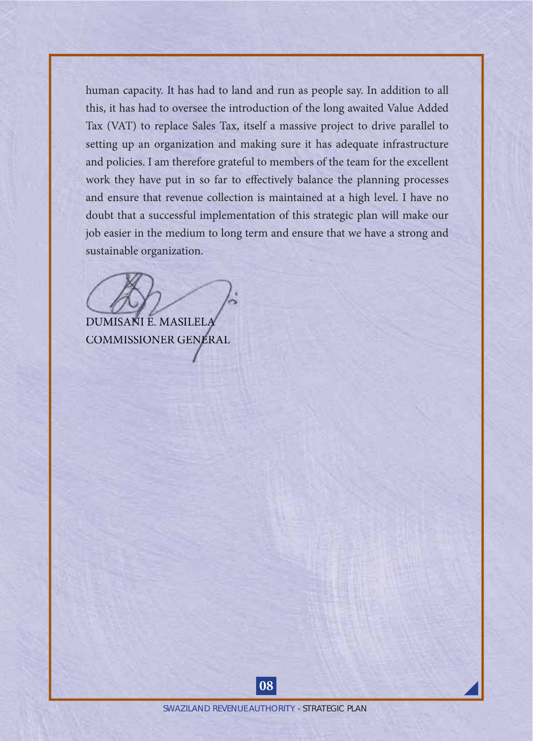human capacity. It has had to land and run as people say. In addition to all this, it has had to oversee the introduction of the long awaited Value Added Tax (VAT) to replace Sales Tax, itself a massive project to drive parallel to setting up an organization and making sure it has adequate infrastructure and policies. I am therefore grateful to members of the team for the excellent work they have put in so far to effectively balance the planning processes and ensure that revenue collection is maintained at a high level. I have no doubt that a successful implementation of this strategic plan will make our job easier in the medium to long term and ensure that we have a strong and sustainable organization.

DUMISANI E. MASILELA
COMMISSIONER GENERAL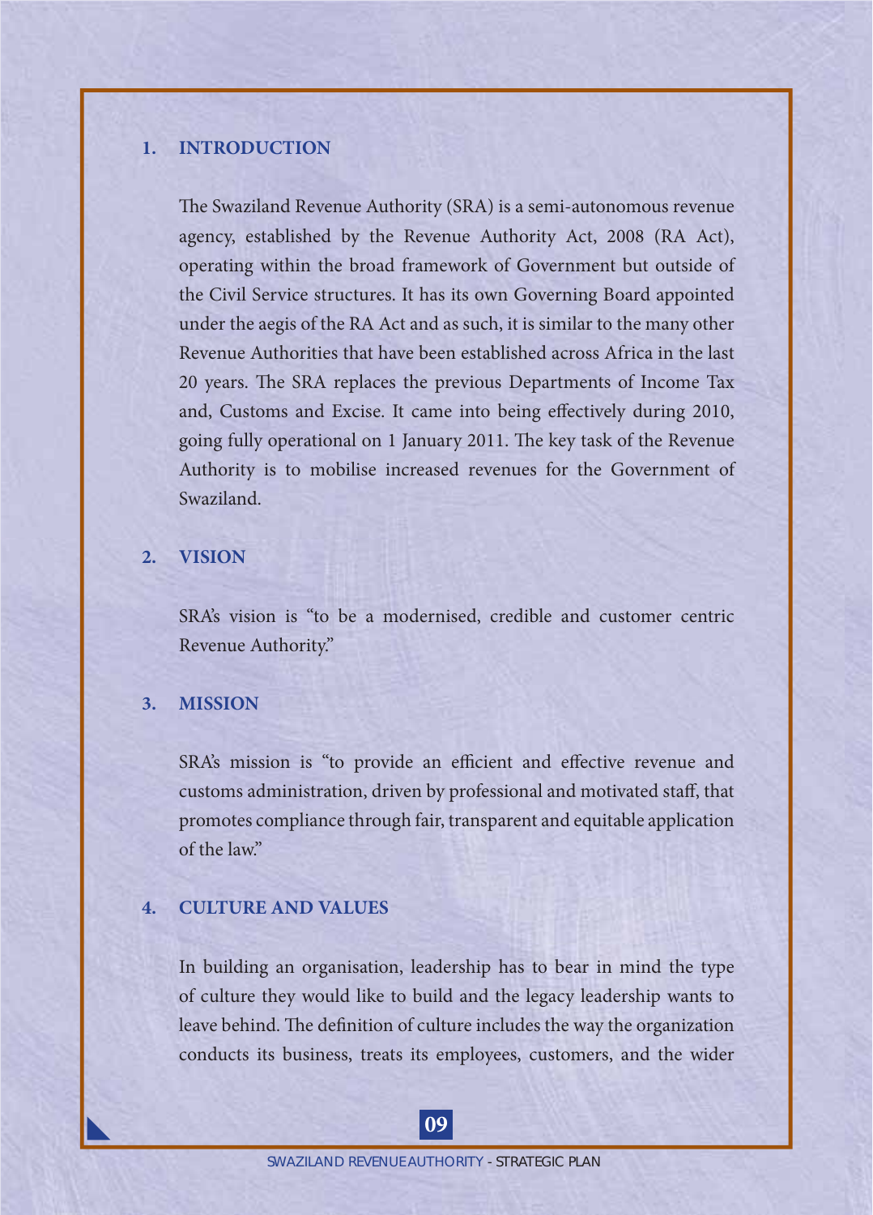## 1. INTRODUCTION

The Swaziland Revenue Authority (SRA) is a semi-autonomous revenue agency, established by the Revenue Authority Act, 2008 (RA Act), operating within the broad framework of Government but outside of the Civil Service structures. It has its own Governing Board appointed under the aegis of the RA Act and as such, it is similar to the many other Revenue Authorities that have been established across Africa in the last 20 years. The SRA replaces the previous Departments of Income Tax and, Customs and Excise. It came into being effectively during 2010, going fully operational on 1 January 2011. The key task of the Revenue Authority is to mobilise increased revenues for the Government of Swaziland.

## 2. VISION

SRA's vision is "to be a modernised, credible and customer centric Revenue Authority."

## 3. MISSION

SRA's mission is "to provide an efficient and effective revenue and customs administration, driven by professional and motivated staff, that promotes compliance through fair, transparent and equitable application of the law."

## 4. CULTURE AND VALUES

In building an organisation, leadership has to bear in mind the type of culture they would like to build and the legacy leadership wants to leave behind. The definition of culture includes the way the organization conducts its business, treats its employees, customers, and the wider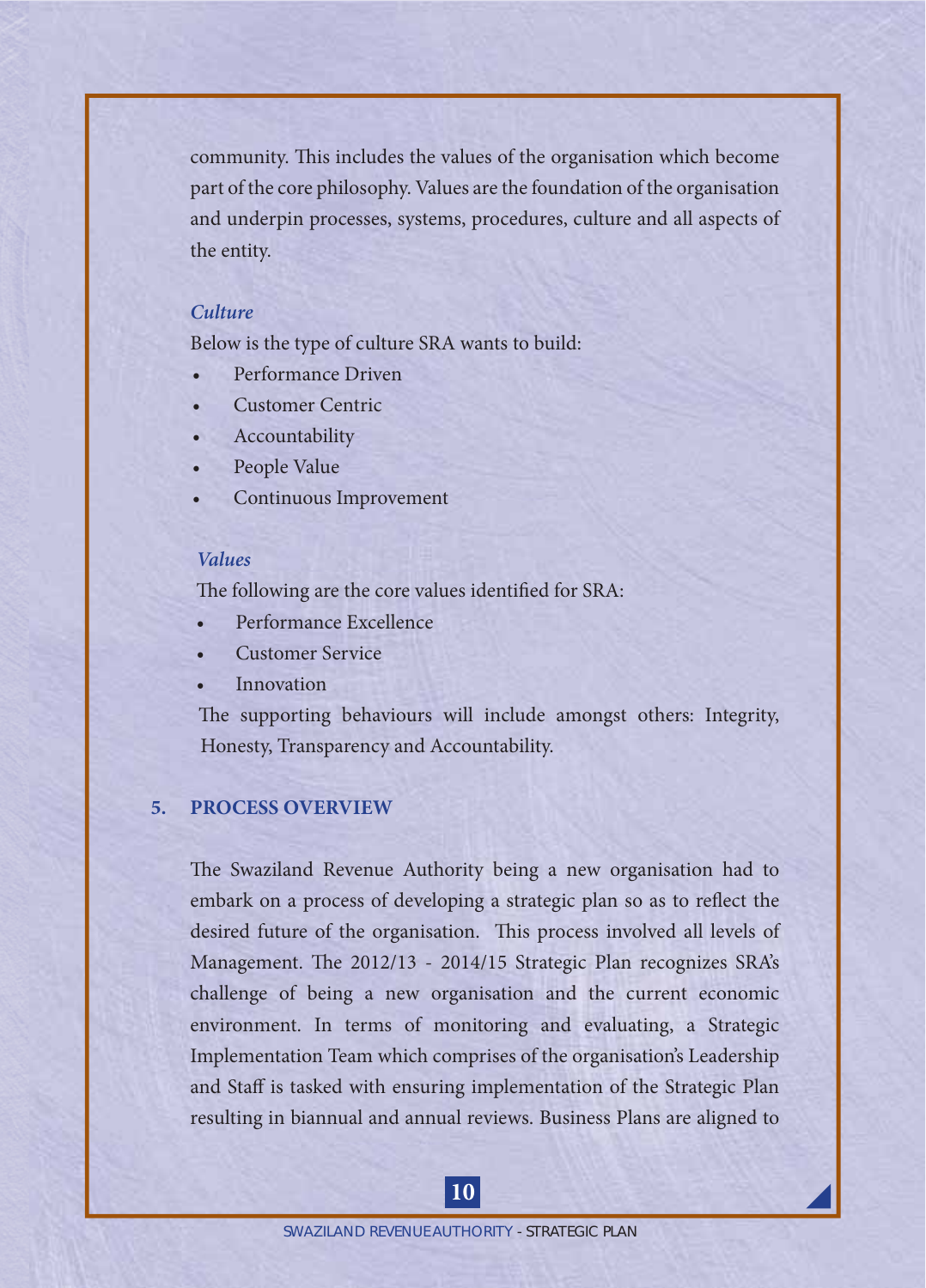community. This includes the values of the organisation which become part of the core philosophy. Values are the foundation of the organisation and underpin processes, systems, procedures, culture and all aspects of the entity.

*Culture*

Below is the type of culture SRA wants to build:

- Performance Driven
- Customer Centric
- Accountability
- People Value
- Continuous Improvement

*Values*

The following are the core values identified for SRA:

- Performance Excellence
- Customer Service
- Innovation

The supporting behaviours will include amongst others: Integrity, Honesty, Transparency and Accountability.

## 5. PROCESS OVERVIEW

The Swaziland Revenue Authority being a new organisation had to embark on a process of developing a strategic plan so as to reflect the desired future of the organisation. This process involved all levels of Management. The 2012/13 - 2014/15 Strategic Plan recognizes SRA's challenge of being a new organisation and the current economic environment. In terms of monitoring and evaluating, a Strategic Implementation Team which comprises of the organisation's Leadership and Staff is tasked with ensuring implementation of the Strategic Plan resulting in biannual and annual reviews. Business Plans are aligned to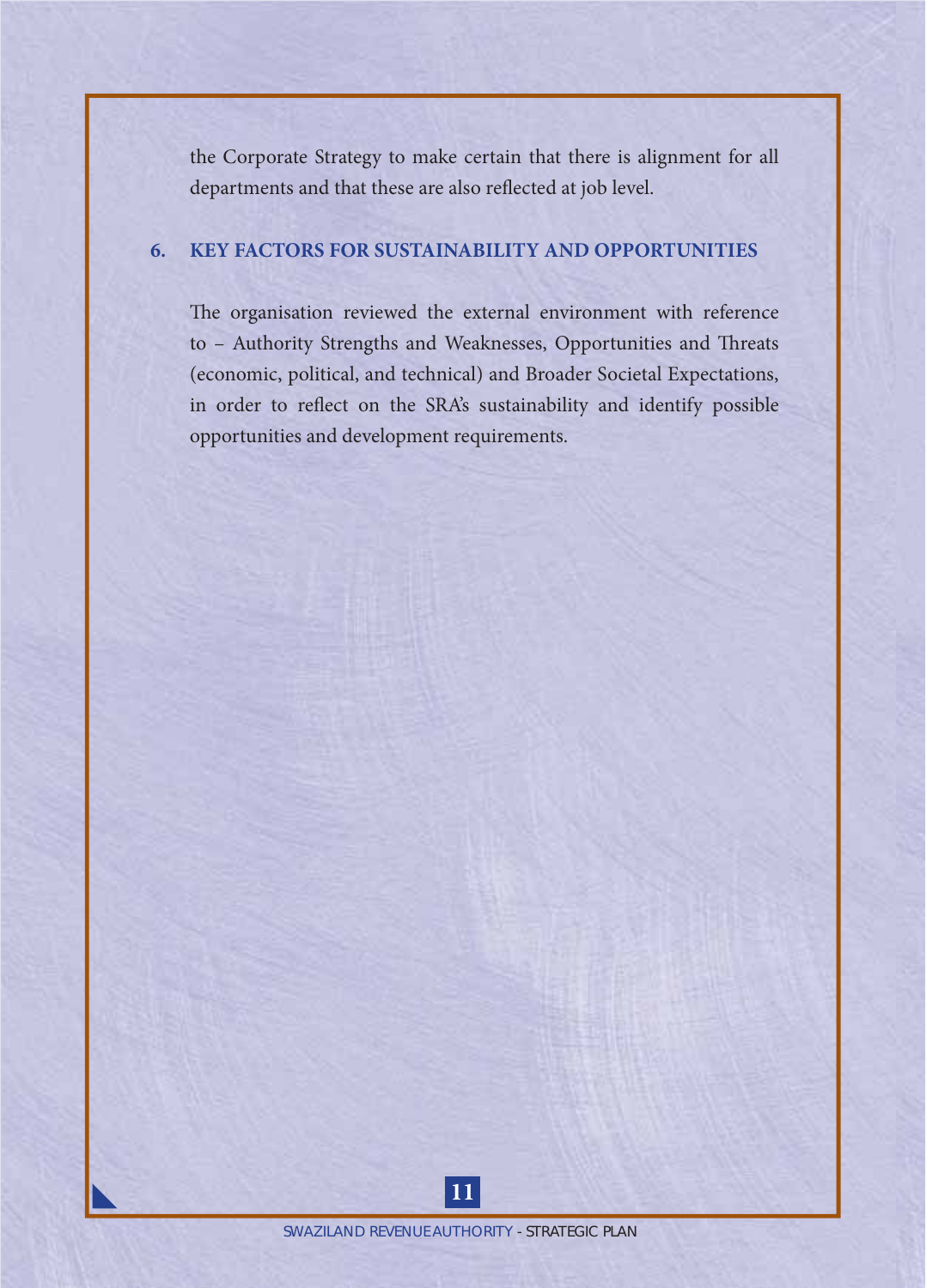the Corporate Strategy to make certain that there is alignment for all departments and that these are also reflected at job level.

## 6. KEY FACTORS FOR SUSTAINABILITY AND OPPORTUNITIES

The organisation reviewed the external environment with reference to – Authority Strengths and Weaknesses, Opportunities and Threats (economic, political, and technical) and Broader Societal Expectations, in order to reflect on the SRA's sustainability and identify possible opportunities and development requirements.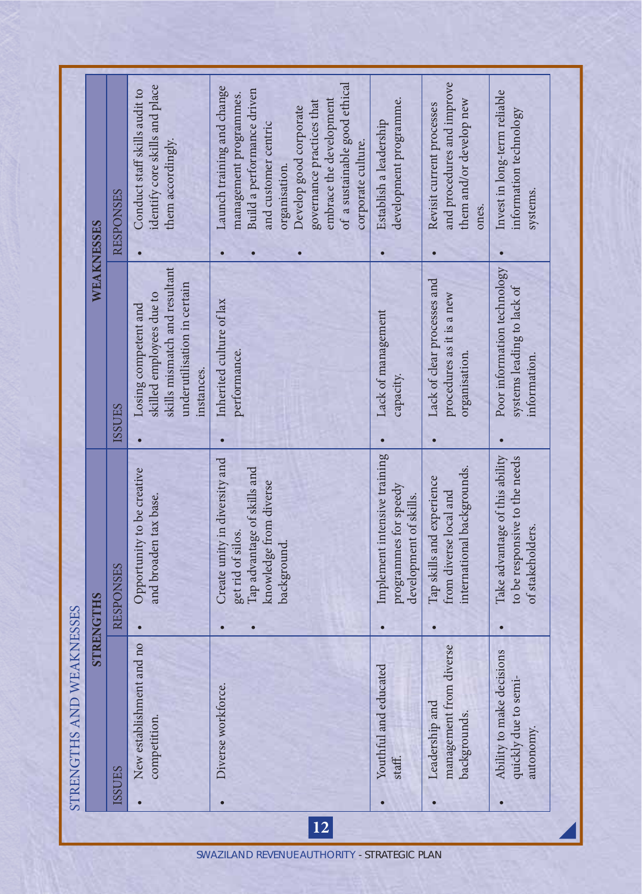## STRENGTHS AND WEAKNESSES

| STRENGTHS | | WEAKNESSES | |
|---|---|---|---|
| ISSUES | RESPONSES | ISSUES | RESPONSES |
| • New establishment and no competition. | • Opportunity to be creative and broaden tax base. | • Losing competent and skilled employees due to skills mismatch and resultant underutilisation in certain instances. | • Conduct staff skills audit to identify core skills and place them accordingly. |
| • Diverse workforce. | • Create unity in diversity and get rid of silos.<br>• Tap advantage of skills and knowledge from diverse background. | • Inherited culture of lax performance. | • Launch training and change management programmes.<br>• Build a performance driven and customer centric organisation.<br>• Develop good corporate governance practices that embrace the development of a sustainable good ethical corporate culture. |
| • Youthful and educated staff. | • Implement intensive training programmes for speedy development of skills. | • Lack of management capacity. | • Establish a leadership development programme. |
| • Leadership and management from diverse backgrounds. | • Tap skills and experience from diverse local and international backgrounds. | • Lack of clear processes and procedures as it is a new organisation. | • Revisit current processes and procedures and improve them and/or develop new ones. |
| • Ability to make decisions quickly due to semi-autonomy. | • Take advantage of this ability to be responsive to the needs of stakeholders. | • Poor information technology systems leading to lack of information. | • Invest in long-term reliable information technology systems. |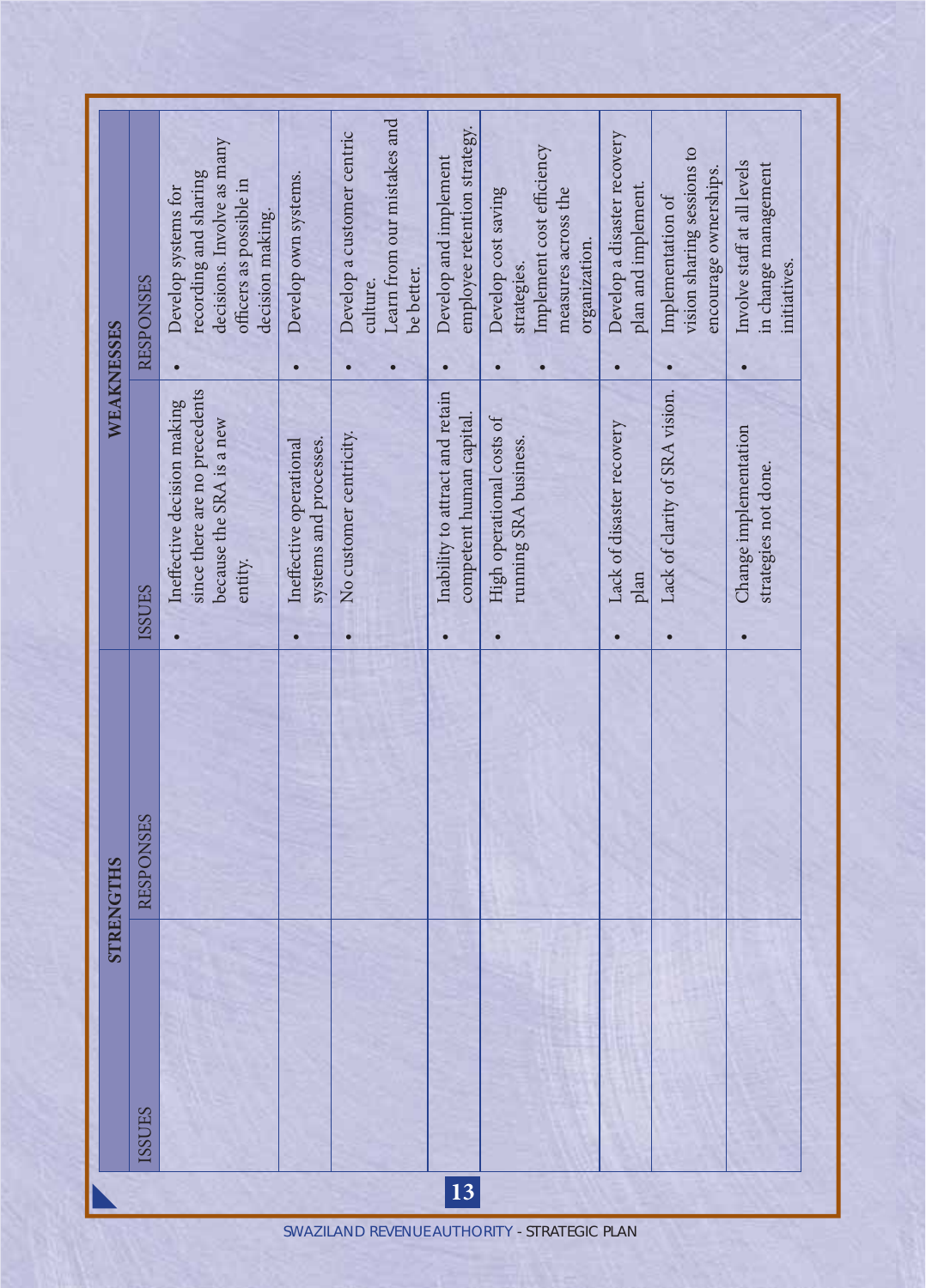| STRENGTHS | | WEAKNESSES | |
|---|---|---|---|
| ISSUES | RESPONSES | ISSUES | RESPONSES |
| | | • Ineffective decision making since there are no precedents because the SRA is a new entity. | • Develop systems for recording and sharing decisions. Involve as many officers as possible in decision making. |
| | | • Ineffective operational systems and processes. | • Develop own systems. |
| | | • No customer centricity. | • Develop a customer centric culture. • Learn from our mistakes and be better. |
| | | • Inability to attract and retain competent human capital. | • Develop and implement employee retention strategy. |
| | | • High operational costs of running SRA business. | • Develop cost saving strategies. • Implement cost efficiency measures across the organization. |
| | | • Lack of disaster recovery plan | • Develop a disaster recovery plan and implement. |
| | | • Lack of clarity of SRA vision. | • Implementation of vision sharing sessions to encourage ownerships. |
| | | • Change implementation strategies not done. | • Involve staff at all levels in change management initiatives. |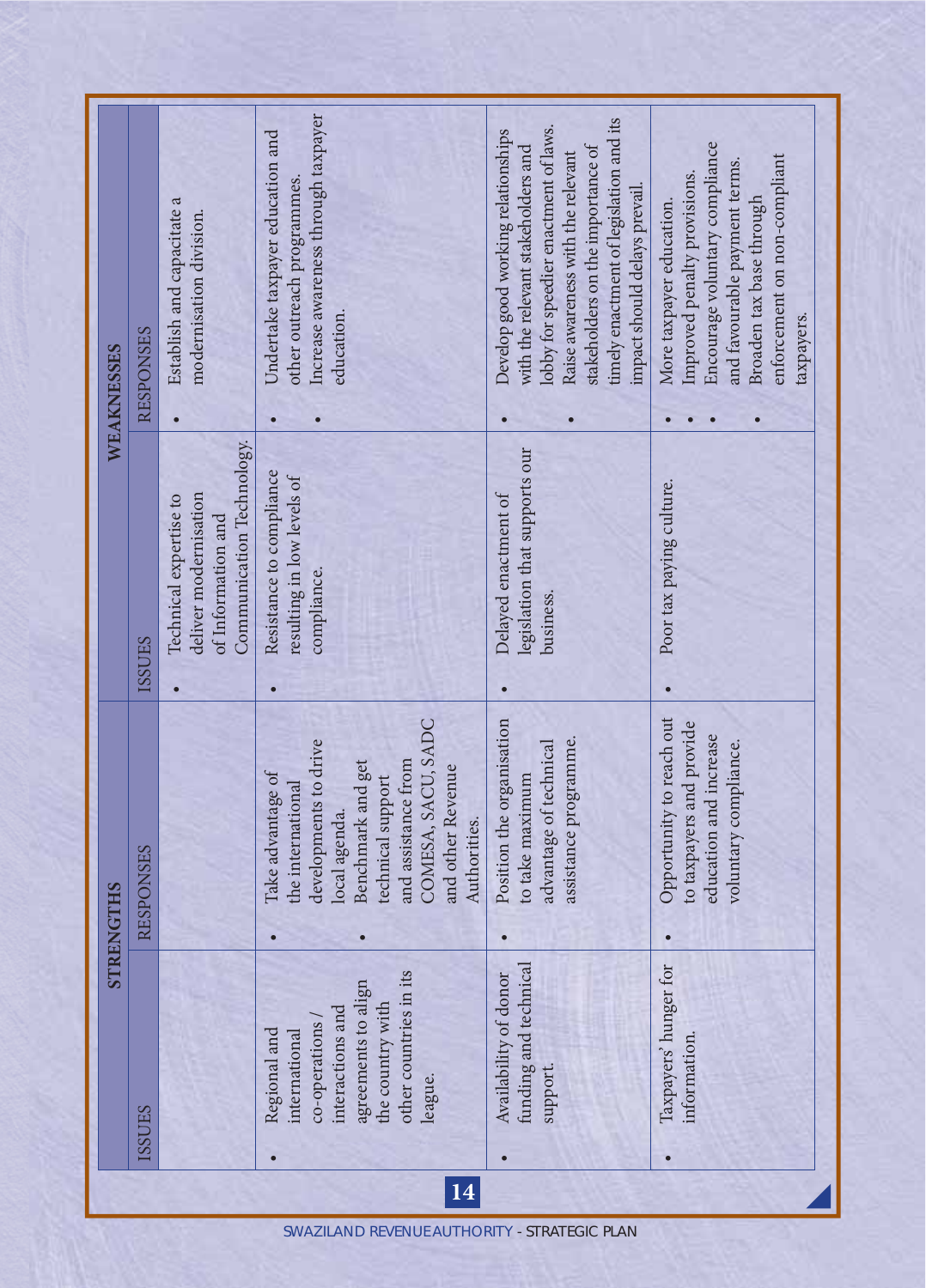| STRENGTHS | | WEAKNESSES | |
|---|---|---|---|
| ISSUES | RESPONSES | ISSUES | RESPONSES |
| | | • Technical expertise to deliver modernisation of Information and Communication Technology. | • Establish and capacitate a modernisation division. |
| • Regional and international co-operations / interactions and agreements to align the country with other countries in its league. | • Take advantage of the international developments to drive local agenda.<br>• Benchmark and get technical support and assistance from COMESA, SACU, SADC and other Revenue Authorities. | • Resistance to compliance resulting in low levels of compliance. | • Undertake taxpayer education and other outreach programmes.<br>• Increase awareness through taxpayer education. |
| • Availability of donor funding and technical support. | • Position the organisation to take maximum advantage of technical assistance programme. | • Delayed enactment of legislation that supports our business. | • Develop good working relationships with the relevant stakeholders and lobby for speedier enactment of laws.<br>• Raise awareness with the relevant stakeholders on the importance of timely enactment of legislation and its impact should delays prevail. |
| • Taxpayers' hunger for information. | • Opportunity to reach out to taxpayers and provide education and increase voluntary compliance. | • Poor tax paying culture. | • More taxpayer education.<br>• Improved penalty provisions.<br>• Encourage voluntary compliance and favourable payment terms.<br>• Broaden tax base through enforcement on non-compliant taxpayers. |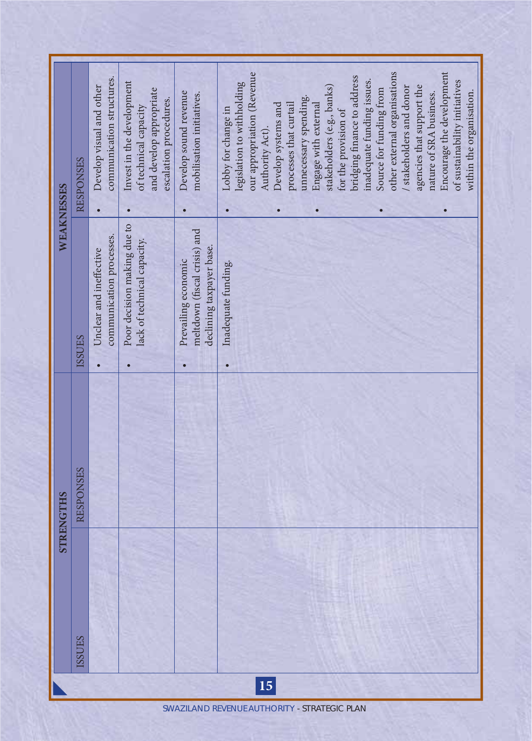| STRENGTHS | | WEAKNESSES | |
|---|---|---|---|
| ISSUES | RESPONSES | ISSUES | RESPONSES |
| | | • Unclear and ineffective communication processes. | • Develop visual and other communication structures. |
| | | • Poor decision making due to lack of technical capacity. | • Invest in the development of technical capacity and develop appropriate escalation procedures. |
| | | • Prevailing economic meltdown (fiscal crisis) and declining taxpayer base. | • Develop sound revenue mobilisation initiatives. |
| | | • Inadequate funding. | • Lobby for change in legislation to withholding our appropriation (Revenue Authority Act).<br>• Develop systems and processes that curtail unnecessary spending.<br>• Engage with external stakeholders (e.g., banks) for the provision of bridging finance to address inadequate funding issues.<br>• Source for funding from other external organisations / stakeholders and donor agencies that support the nature of SRA business.<br>• Encourage the development of sustainability initiatives within the organisation. |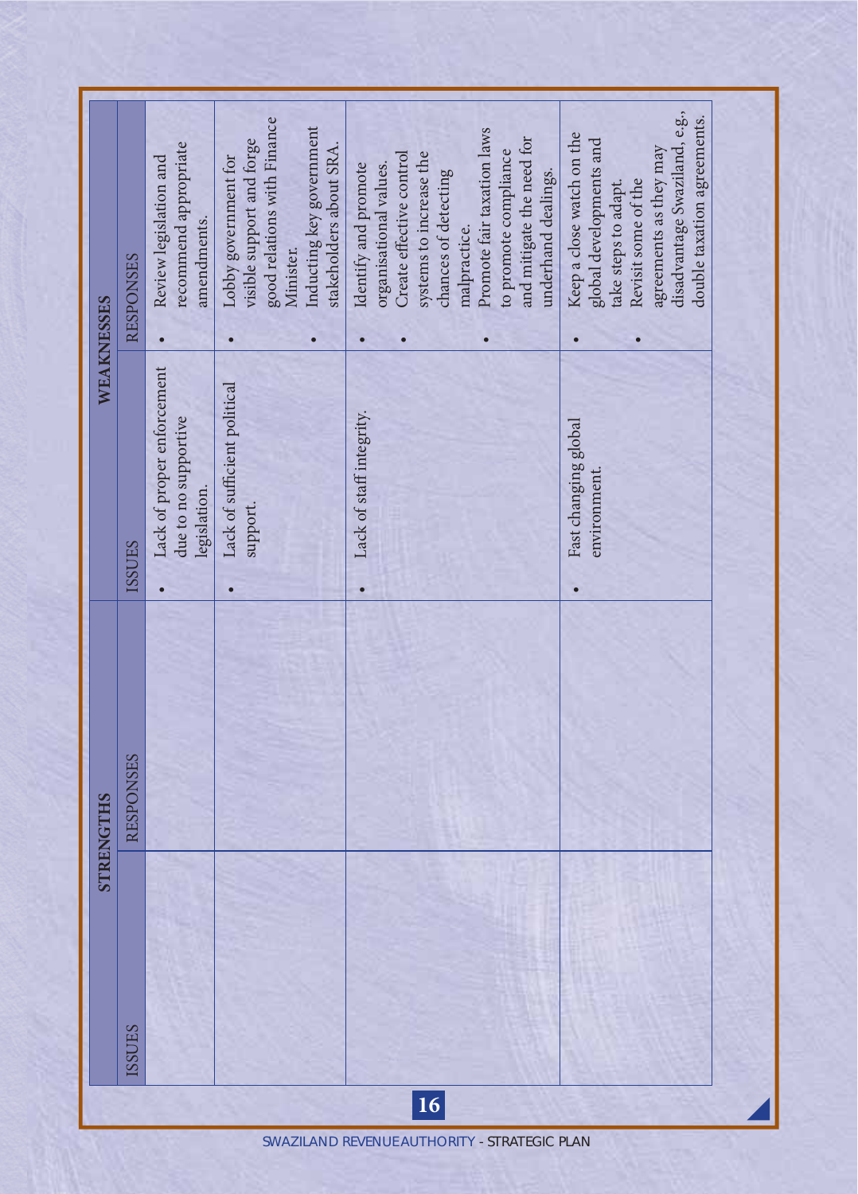| STRENGTHS | | WEAKNESSES | |
|---|---|---|---|
| ISSUES | RESPONSES | ISSUES | RESPONSES |
| | | • Lack of proper enforcement due to no supportive legislation. | • Review legislation and recommend appropriate amendments. |
| | | • Lack of sufficient political support. | • Lobby government for visible support and forge good relations with Finance Minister.<br>• Inducting key government stakeholders about SRA. |
| | | • Lack of staff integrity. | • Identify and promote organisational values.<br>• Create effective control systems to increase the chances of detecting malpractice.<br>• Promote fair taxation laws to promote compliance and mitigate the need for underhand dealings. |
| | | • Fast changing global environment. | • Keep a close watch on the global developments and take steps to adapt.<br>• Revisit some of the agreements as they may disadvantage Swaziland, e.g., double taxation agreements. |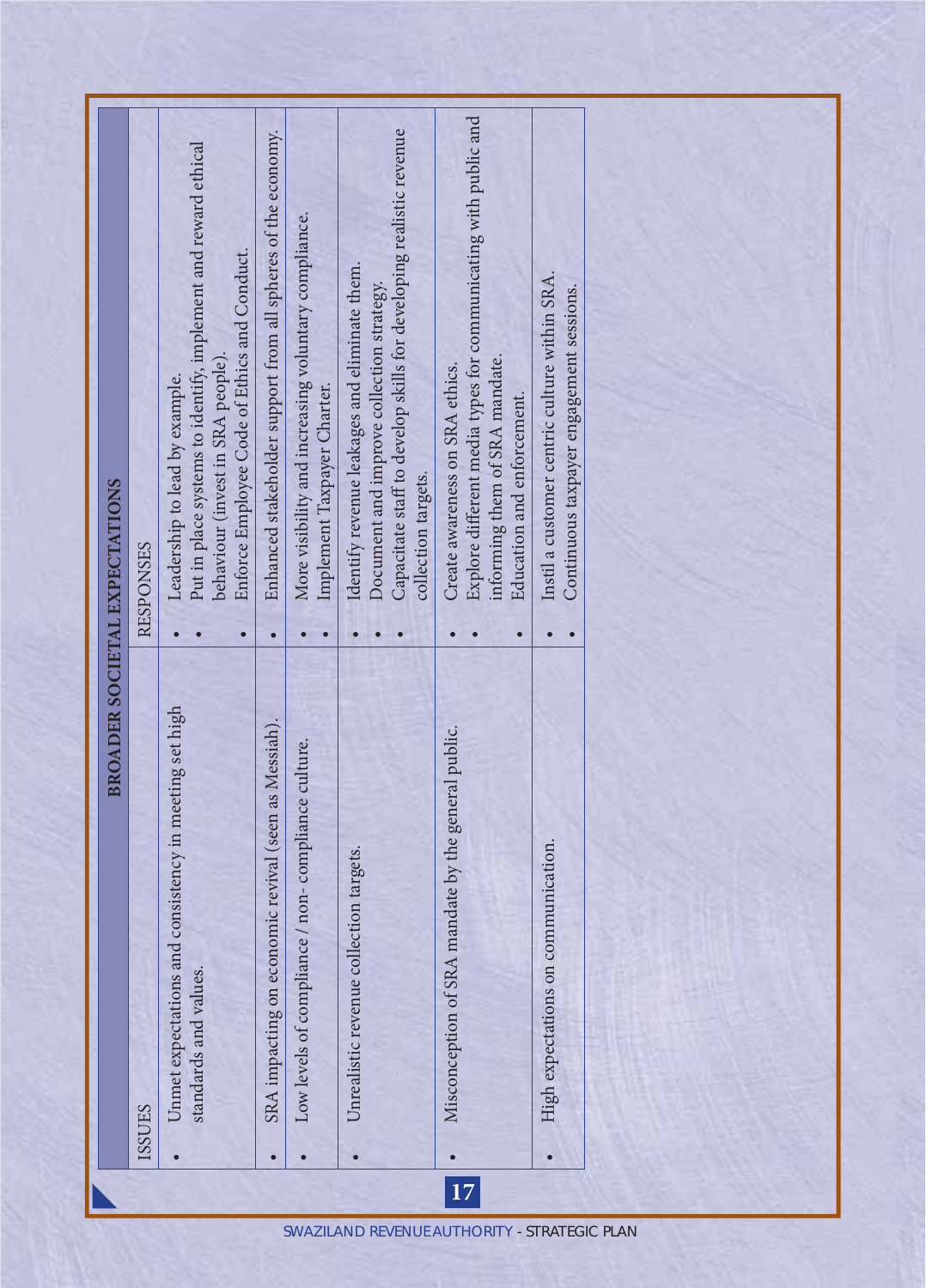| BROADER SOCIETAL EXPECTATIONS | |
|---|---|
| ISSUES | RESPONSES |
| • Unmet expectations and consistency in meeting set high standards and values. | • Leadership to lead by example.<br>• Put in place systems to identify, implement and reward ethical behaviour (invest in SRA people).<br>• Enforce Employee Code of Ethics and Conduct. |
| • SRA impacting on economic revival (seen as Messiah). | • Enhanced stakeholder support from all spheres of the economy. |
| • Low levels of compliance / non- compliance culture. | • More visibility and increasing voluntary compliance.<br>• Implement Taxpayer Charter. |
| • Unrealistic revenue collection targets. | • Identify revenue leakages and eliminate them.<br>• Document and improve collection strategy.<br>• Capacitate staff to develop skills for developing realistic revenue collection targets. |
| • Misconception of SRA mandate by the general public. | • Create awareness on SRA ethics.<br>• Explore different media types for communicating with public and informing them of SRA mandate.<br>• Education and enforcement. |
| • High expectations on communication. | • Instil a customer centric culture within SRA.<br>• Continuous taxpayer engagement sessions. |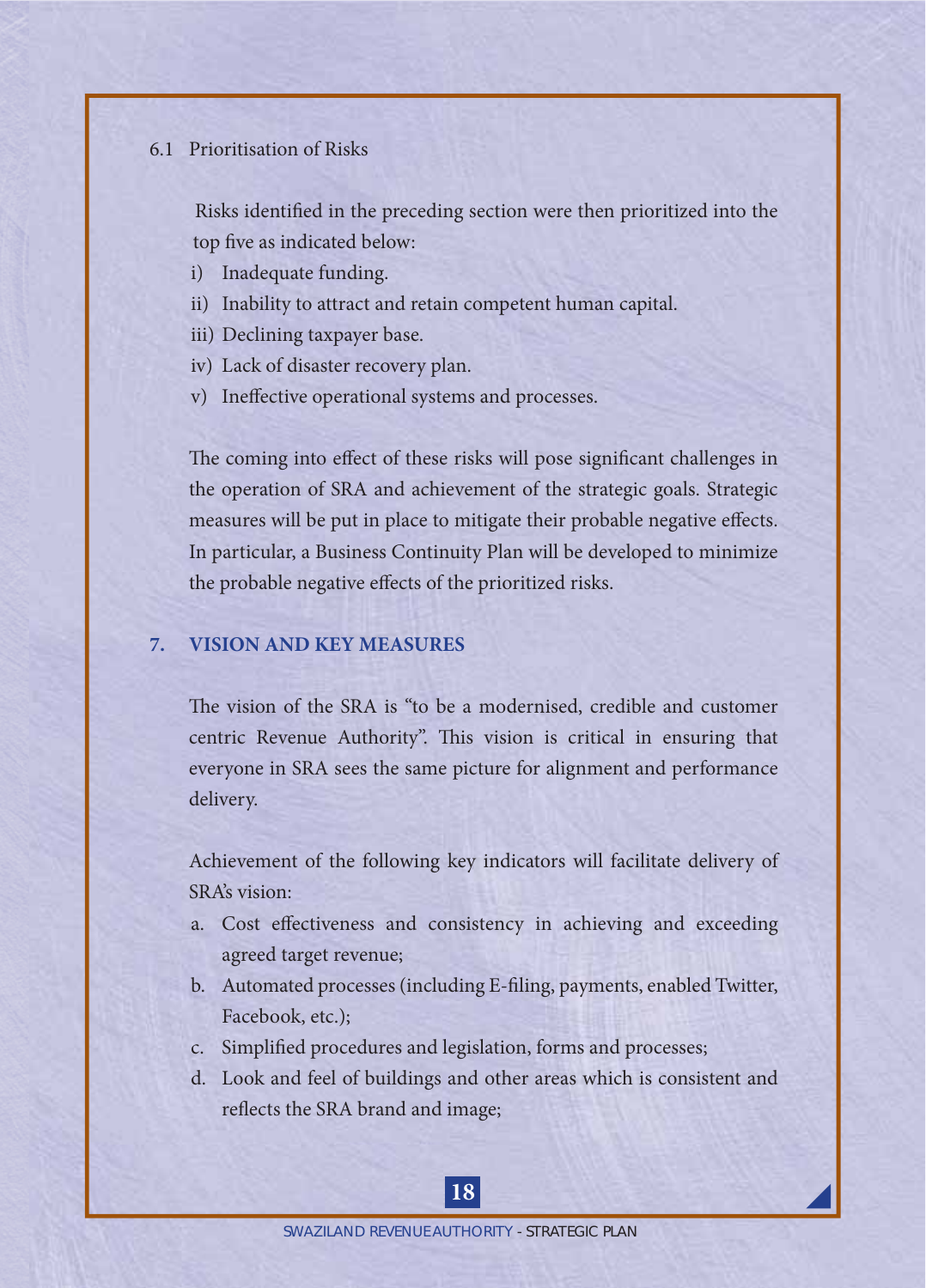### 6.1 Prioritisation of Risks

Risks identified in the preceding section were then prioritized into the top five as indicated below:

i) Inadequate funding.
ii) Inability to attract and retain competent human capital.
iii) Declining taxpayer base.
iv) Lack of disaster recovery plan.
v) Ineffective operational systems and processes.

The coming into effect of these risks will pose significant challenges in the operation of SRA and achievement of the strategic goals. Strategic measures will be put in place to mitigate their probable negative effects. In particular, a Business Continuity Plan will be developed to minimize the probable negative effects of the prioritized risks.

## 7. VISION AND KEY MEASURES

The vision of the SRA is "to be a modernised, credible and customer centric Revenue Authority". This vision is critical in ensuring that everyone in SRA sees the same picture for alignment and performance delivery.

Achievement of the following key indicators will facilitate delivery of SRA's vision:

a. Cost effectiveness and consistency in achieving and exceeding agreed target revenue;
b. Automated processes (including E-filing, payments, enabled Twitter, Facebook, etc.);
c. Simplified procedures and legislation, forms and processes;
d. Look and feel of buildings and other areas which is consistent and reflects the SRA brand and image;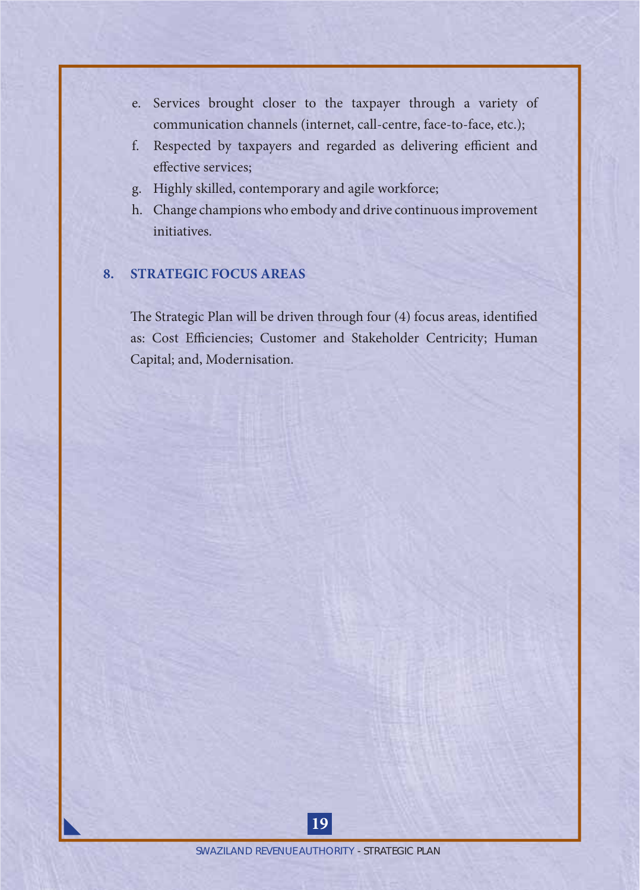e. Services brought closer to the taxpayer through a variety of communication channels (internet, call-centre, face-to-face, etc.);
f. Respected by taxpayers and regarded as delivering efficient and effective services;
g. Highly skilled, contemporary and agile workforce;
h. Change champions who embody and drive continuous improvement initiatives.

## 8. STRATEGIC FOCUS AREAS

The Strategic Plan will be driven through four (4) focus areas, identified as: Cost Efficiencies; Customer and Stakeholder Centricity; Human Capital; and, Modernisation.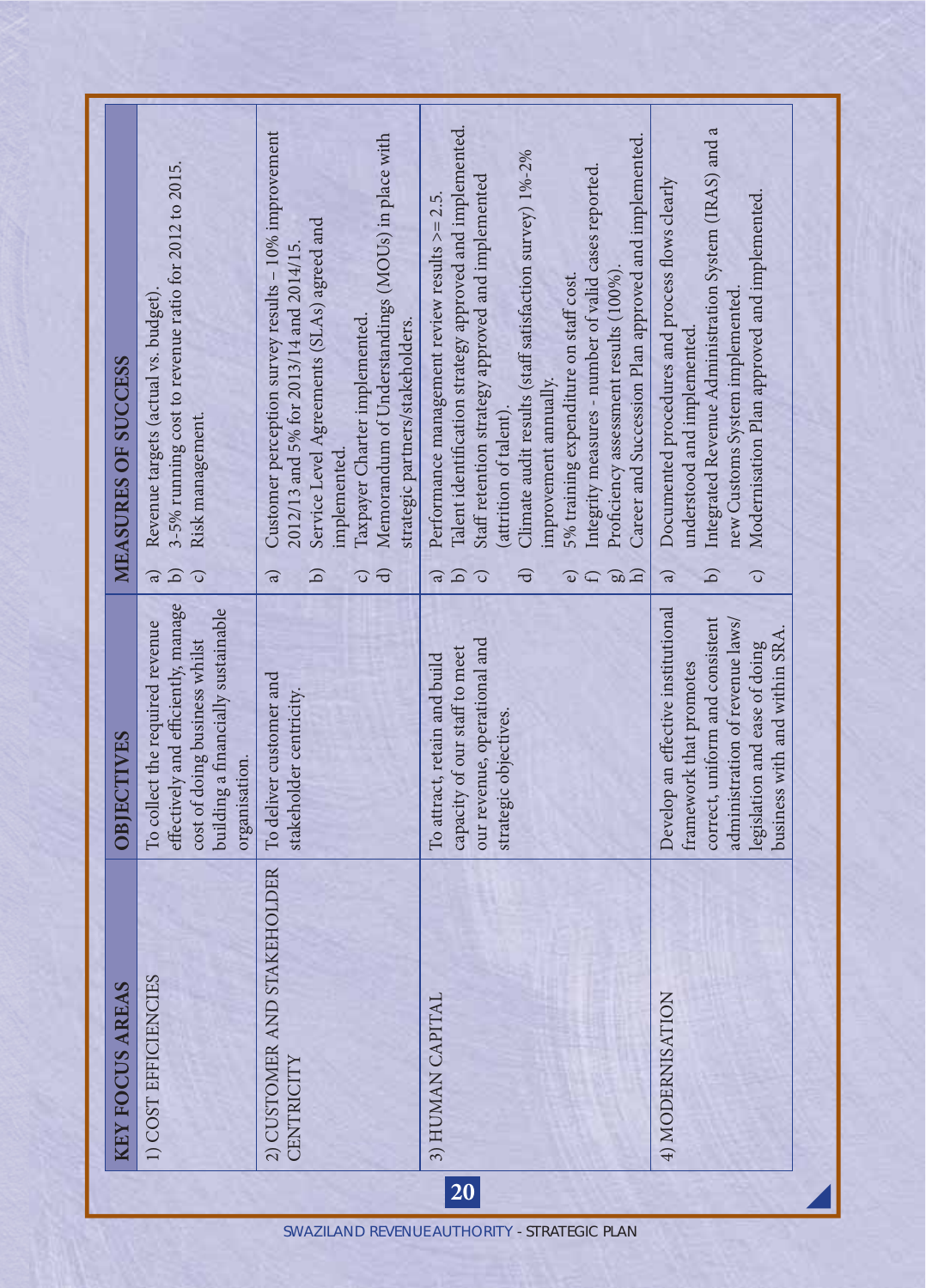| KEY FOCUS AREAS | OBJECTIVES | MEASURES OF SUCCESS |
|---|---|---|
| 1) COST EFFICIENCIES | To collect the required revenue effectively and efficiently, manage cost of doing business whilst building a financially sustainable organisation. | a) Revenue targets (actual vs. budget).<br>b) 3-5% running cost to revenue ratio for 2012 to 2015.<br>c) Risk management. |
| 2) CUSTOMER AND STAKEHOLDER CENTRICITY | To deliver customer and stakeholder centricity. | a) Customer perception survey results – 10% improvement 2012/13 and 5% for 2013/14 and 2014/15.<br>b) Service Level Agreements (SLAs) agreed and implemented.<br>c) Taxpayer Charter implemented.<br>d) Memorandum of Understandings (MOUs) in place with strategic partners/stakeholders. |
| 3) HUMAN CAPITAL | To attract, retain and build capacity of our staff to meet our revenue, operational and strategic objectives. | a) Performance management review results >= 2.5.<br>b) Talent identification strategy approved and implemented.<br>c) Staff retention strategy approved and implemented (attrition of talent).<br>d) Climate audit results (staff satisfaction survey) 1%-2% improvement annually.<br>e) 5% training expenditure on staff cost.<br>f) Integrity measures - number of valid cases reported.<br>g) Proficiency assessment results (100%).<br>h) Career and Succession Plan approved and implemented. |
| 4) MODERNISATION | Develop an effective institutional framework that promotes correct, uniform and consistent administration of revenue laws/ legislation and ease of doing business with and within SRA. | a) Documented procedures and process flows clearly understood and implemented.<br>b) Integrated Revenue Administration System (IRAS) and a new Customs System implemented.<br>c) Modernisation Plan approved and implemented. |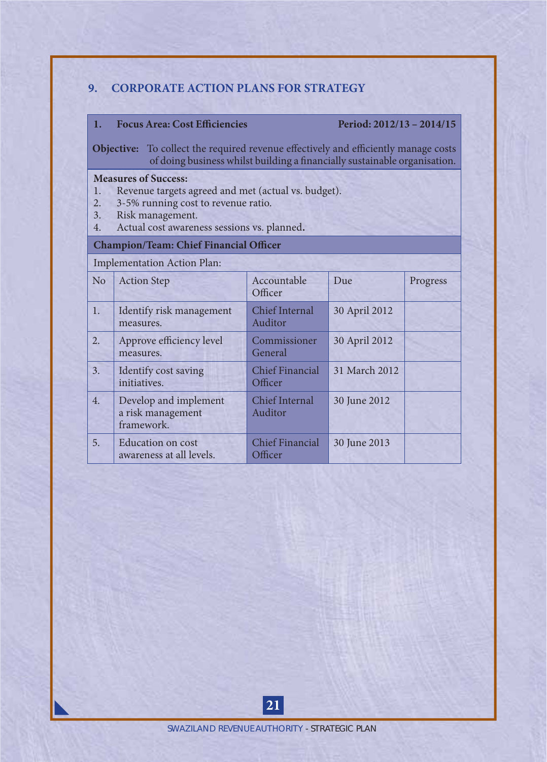## 9. CORPORATE ACTION PLANS FOR STRATEGY

**1. Focus Area: Cost Efficiencies** — **Period: 2012/13 – 2014/15**

**Objective:** To collect the required revenue effectively and efficiently manage costs of doing business whilst building a financially sustainable organisation.

**Measures of Success:**

1. Revenue targets agreed and met (actual vs. budget).
2. 3-5% running cost to revenue ratio.
3. Risk management.
4. Actual cost awareness sessions vs. planned.

**Champion/Team: Chief Financial Officer**

Implementation Action Plan:

| No | Action Step | Accountable Officer | Due | Progress |
|---|---|---|---|---|
| 1. | Identify risk management measures. | Chief Internal Auditor | 30 April 2012 | |
| 2. | Approve efficiency level measures. | Commissioner General | 30 April 2012 | |
| 3. | Identify cost saving initiatives. | Chief Financial Officer | 31 March 2012 | |
| 4. | Develop and implement a risk management framework. | Chief Internal Auditor | 30 June 2012 | |
| 5. | Education on cost awareness at all levels. | Chief Financial Officer | 30 June 2013 | |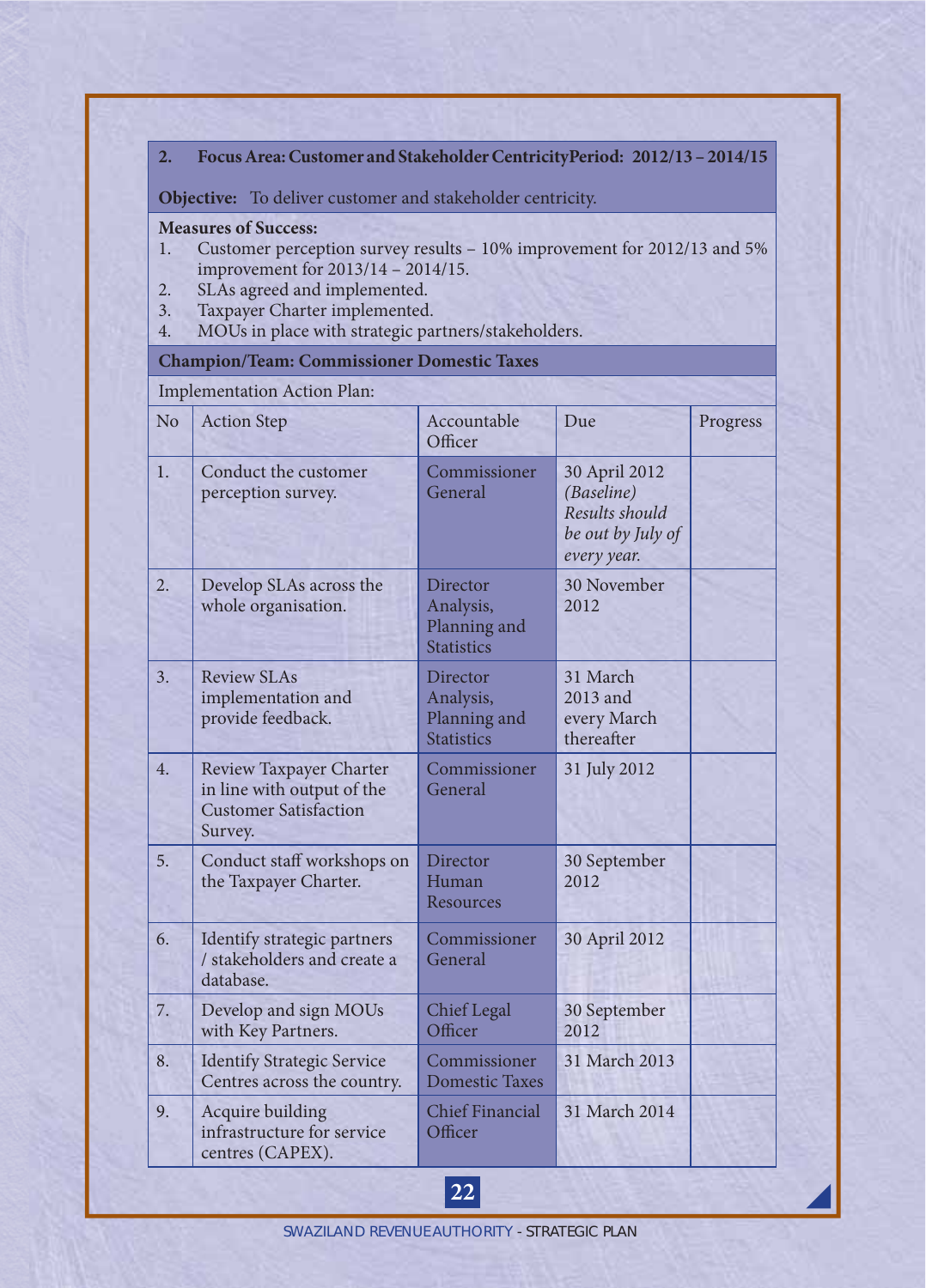**2. Focus Area: Customer and Stakeholder CentricityPeriod: 2012/13 – 2014/15**

**Objective:** To deliver customer and stakeholder centricity.

**Measures of Success:**

1. Customer perception survey results – 10% improvement for 2012/13 and 5% improvement for 2013/14 – 2014/15.
2. SLAs agreed and implemented.
3. Taxpayer Charter implemented.
4. MOUs in place with strategic partners/stakeholders.

**Champion/Team: Commissioner Domestic Taxes**

Implementation Action Plan:

| No | Action Step | Accountable Officer | Due | Progress |
|---|---|---|---|---|
| 1. | Conduct the customer perception survey. | Commissioner General | 30 April 2012 *(Baseline) Results should be out by July of every year.* | |
| 2. | Develop SLAs across the whole organisation. | Director Analysis, Planning and Statistics | 30 November 2012 | |
| 3. | Review SLAs implementation and provide feedback. | Director Analysis, Planning and Statistics | 31 March 2013 and every March thereafter | |
| 4. | Review Taxpayer Charter in line with output of the Customer Satisfaction Survey. | Commissioner General | 31 July 2012 | |
| 5. | Conduct staff workshops on the Taxpayer Charter. | Director Human Resources | 30 September 2012 | |
| 6. | Identify strategic partners / stakeholders and create a database. | Commissioner General | 30 April 2012 | |
| 7. | Develop and sign MOUs with Key Partners. | Chief Legal Officer | 30 September 2012 | |
| 8. | Identify Strategic Service Centres across the country. | Commissioner Domestic Taxes | 31 March 2013 | |
| 9. | Acquire building infrastructure for service centres (CAPEX). | Chief Financial Officer | 31 March 2014 | |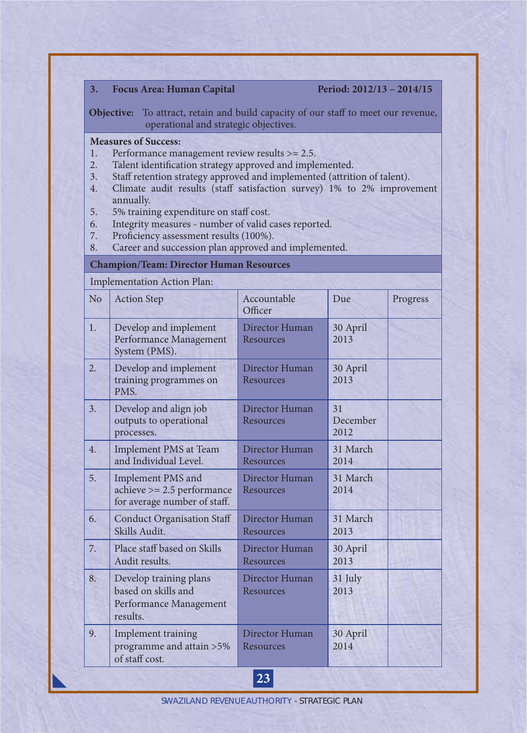**3. Focus Area: Human Capital** **Period: 2012/13 – 2014/15**

**Objective:** To attract, retain and build capacity of our staff to meet our revenue, operational and strategic objectives.

**Measures of Success:**

1. Performance management review results >= 2.5.
2. Talent identification strategy approved and implemented.
3. Staff retention strategy approved and implemented (attrition of talent).
4. Climate audit results (staff satisfaction survey) 1% to 2% improvement annually.
5. 5% training expenditure on staff cost.
6. Integrity measures - number of valid cases reported.
7. Proficiency assessment results (100%).
8. Career and succession plan approved and implemented.

**Champion/Team: Director Human Resources**

Implementation Action Plan:

| No | Action Step | Accountable Officer | Due | Progress |
|---|---|---|---|---|
| 1. | Develop and implement Performance Management System (PMS). | Director Human Resources | 30 April 2013 | |
| 2. | Develop and implement training programmes on PMS. | Director Human Resources | 30 April 2013 | |
| 3. | Develop and align job outputs to operational processes. | Director Human Resources | 31 December 2012 | |
| 4. | Implement PMS at Team and Individual Level. | Director Human Resources | 31 March 2014 | |
| 5. | Implement PMS and achieve >= 2.5 performance for average number of staff. | Director Human Resources | 31 March 2014 | |
| 6. | Conduct Organisation Staff Skills Audit. | Director Human Resources | 31 March 2013 | |
| 7. | Place staff based on Skills Audit results. | Director Human Resources | 30 April 2013 | |
| 8. | Develop training plans based on skills and Performance Management results. | Director Human Resources | 31 July 2013 | |
| 9. | Implement training programme and attain >5% of staff cost. | Director Human Resources | 30 April 2014 | |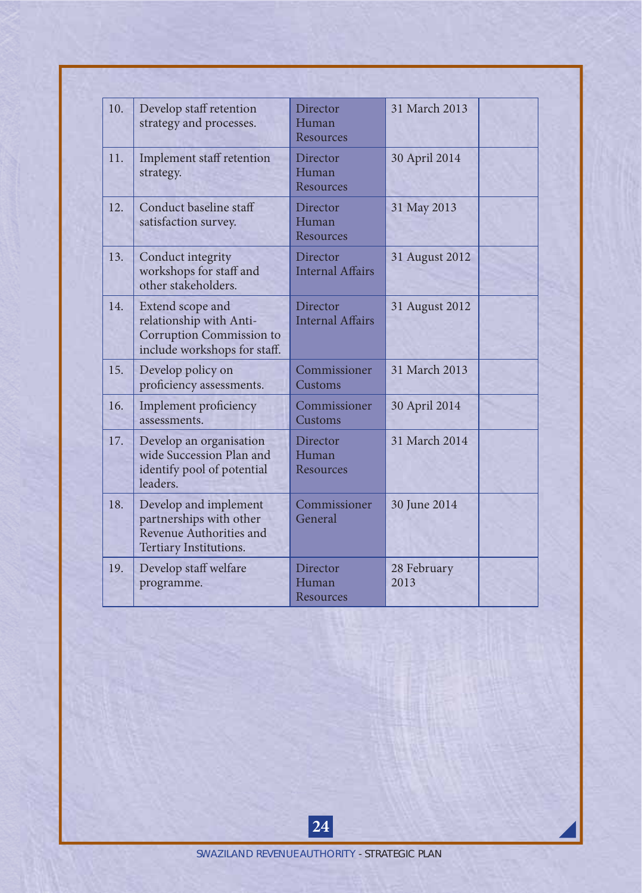| | | | | |
|---|---|---|---|---|
| 10. | Develop staff retention strategy and processes. | Director Human Resources | 31 March 2013 | |
| 11. | Implement staff retention strategy. | Director Human Resources | 30 April 2014 | |
| 12. | Conduct baseline staff satisfaction survey. | Director Human Resources | 31 May 2013 | |
| 13. | Conduct integrity workshops for staff and other stakeholders. | Director Internal Affairs | 31 August 2012 | |
| 14. | Extend scope and relationship with Anti-Corruption Commission to include workshops for staff. | Director Internal Affairs | 31 August 2012 | |
| 15. | Develop policy on proficiency assessments. | Commissioner Customs | 31 March 2013 | |
| 16. | Implement proficiency assessments. | Commissioner Customs | 30 April 2014 | |
| 17. | Develop an organisation wide Succession Plan and identify pool of potential leaders. | Director Human Resources | 31 March 2014 | |
| 18. | Develop and implement partnerships with other Revenue Authorities and Tertiary Institutions. | Commissioner General | 30 June 2014 | |
| 19. | Develop staff welfare programme. | Director Human Resources | 28 February 2013 | |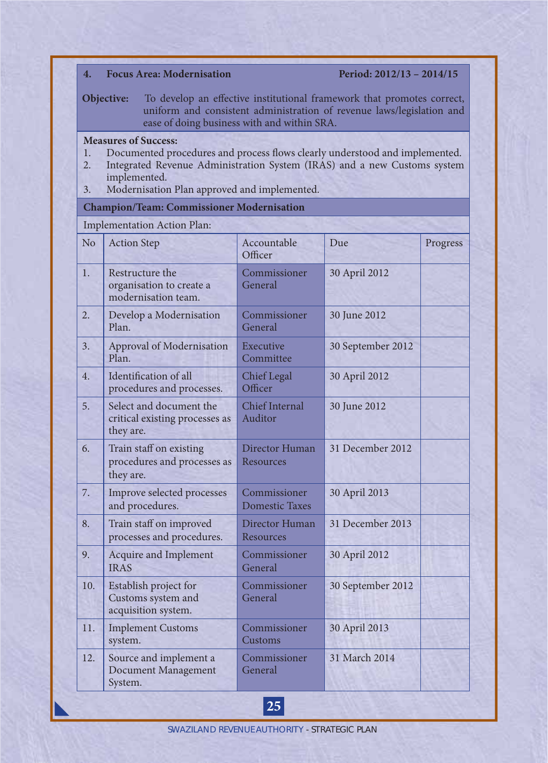**4. Focus Area: Modernisation** **Period: 2012/13 – 2014/15**

**Objective:** To develop an effective institutional framework that promotes correct, uniform and consistent administration of revenue laws/legislation and ease of doing business with and within SRA.

**Measures of Success:**

1. Documented procedures and process flows clearly understood and implemented.
2. Integrated Revenue Administration System (IRAS) and a new Customs system implemented.
3. Modernisation Plan approved and implemented.

**Champion/Team: Commissioner Modernisation**

Implementation Action Plan:

| No | Action Step | Accountable Officer | Due | Progress |
|---|---|---|---|---|
| 1. | Restructure the organisation to create a modernisation team. | Commissioner General | 30 April 2012 | |
| 2. | Develop a Modernisation Plan. | Commissioner General | 30 June 2012 | |
| 3. | Approval of Modernisation Plan. | Executive Committee | 30 September 2012 | |
| 4. | Identification of all procedures and processes. | Chief Legal Officer | 30 April 2012 | |
| 5. | Select and document the critical existing processes as they are. | Chief Internal Auditor | 30 June 2012 | |
| 6. | Train staff on existing procedures and processes as they are. | Director Human Resources | 31 December 2012 | |
| 7. | Improve selected processes and procedures. | Commissioner Domestic Taxes | 30 April 2013 | |
| 8. | Train staff on improved processes and procedures. | Director Human Resources | 31 December 2013 | |
| 9. | Acquire and Implement IRAS | Commissioner General | 30 April 2012 | |
| 10. | Establish project for Customs system and acquisition system. | Commissioner General | 30 September 2012 | |
| 11. | Implement Customs system. | Commissioner Customs | 30 April 2013 | |
| 12. | Source and implement a Document Management System. | Commissioner General | 31 March 2014 | |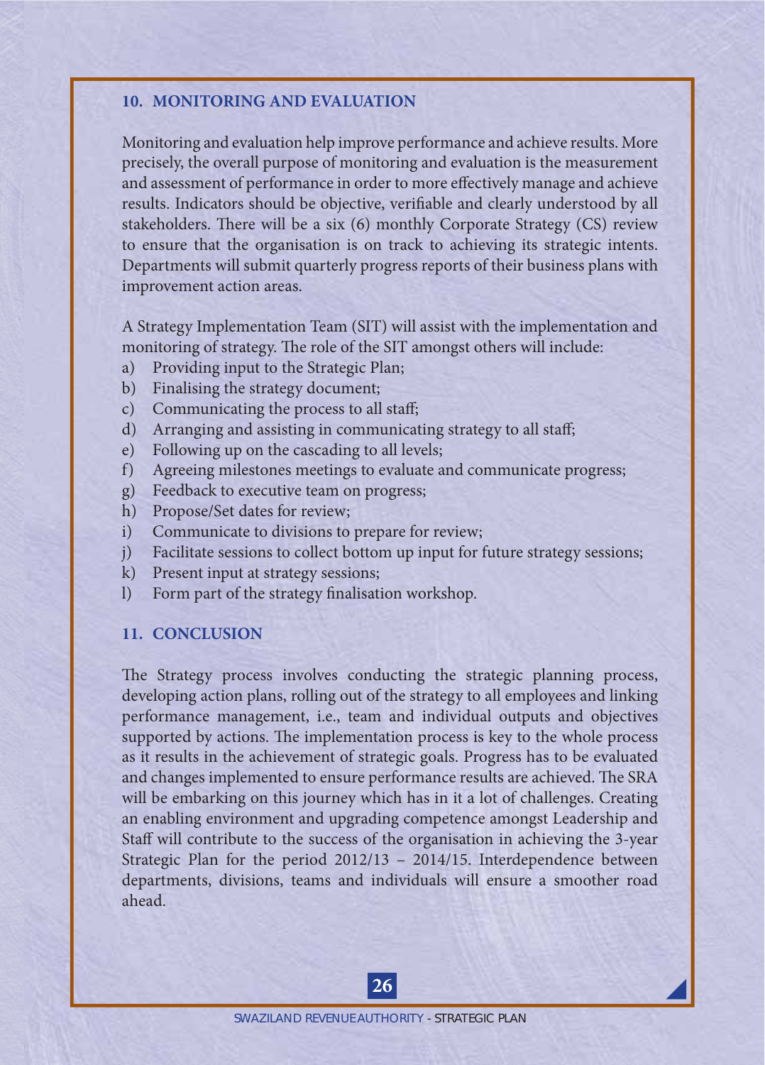## 10. MONITORING AND EVALUATION

Monitoring and evaluation help improve performance and achieve results. More precisely, the overall purpose of monitoring and evaluation is the measurement and assessment of performance in order to more effectively manage and achieve results. Indicators should be objective, verifiable and clearly understood by all stakeholders. There will be a six (6) monthly Corporate Strategy (CS) review to ensure that the organisation is on track to achieving its strategic intents. Departments will submit quarterly progress reports of their business plans with improvement action areas.

A Strategy Implementation Team (SIT) will assist with the implementation and monitoring of strategy. The role of the SIT amongst others will include:

a) Providing input to the Strategic Plan;
b) Finalising the strategy document;
c) Communicating the process to all staff;
d) Arranging and assisting in communicating strategy to all staff;
e) Following up on the cascading to all levels;
f) Agreeing milestones meetings to evaluate and communicate progress;
g) Feedback to executive team on progress;
h) Propose/Set dates for review;
i) Communicate to divisions to prepare for review;
j) Facilitate sessions to collect bottom up input for future strategy sessions;
k) Present input at strategy sessions;
l) Form part of the strategy finalisation workshop.

## 11. CONCLUSION

The Strategy process involves conducting the strategic planning process, developing action plans, rolling out of the strategy to all employees and linking performance management, i.e., team and individual outputs and objectives supported by actions. The implementation process is key to the whole process as it results in the achievement of strategic goals. Progress has to be evaluated and changes implemented to ensure performance results are achieved. The SRA will be embarking on this journey which has in it a lot of challenges. Creating an enabling environment and upgrading competence amongst Leadership and Staff will contribute to the success of the organisation in achieving the 3-year Strategic Plan for the period 2012/13 – 2014/15. Interdependence between departments, divisions, teams and individuals will ensure a smoother road ahead.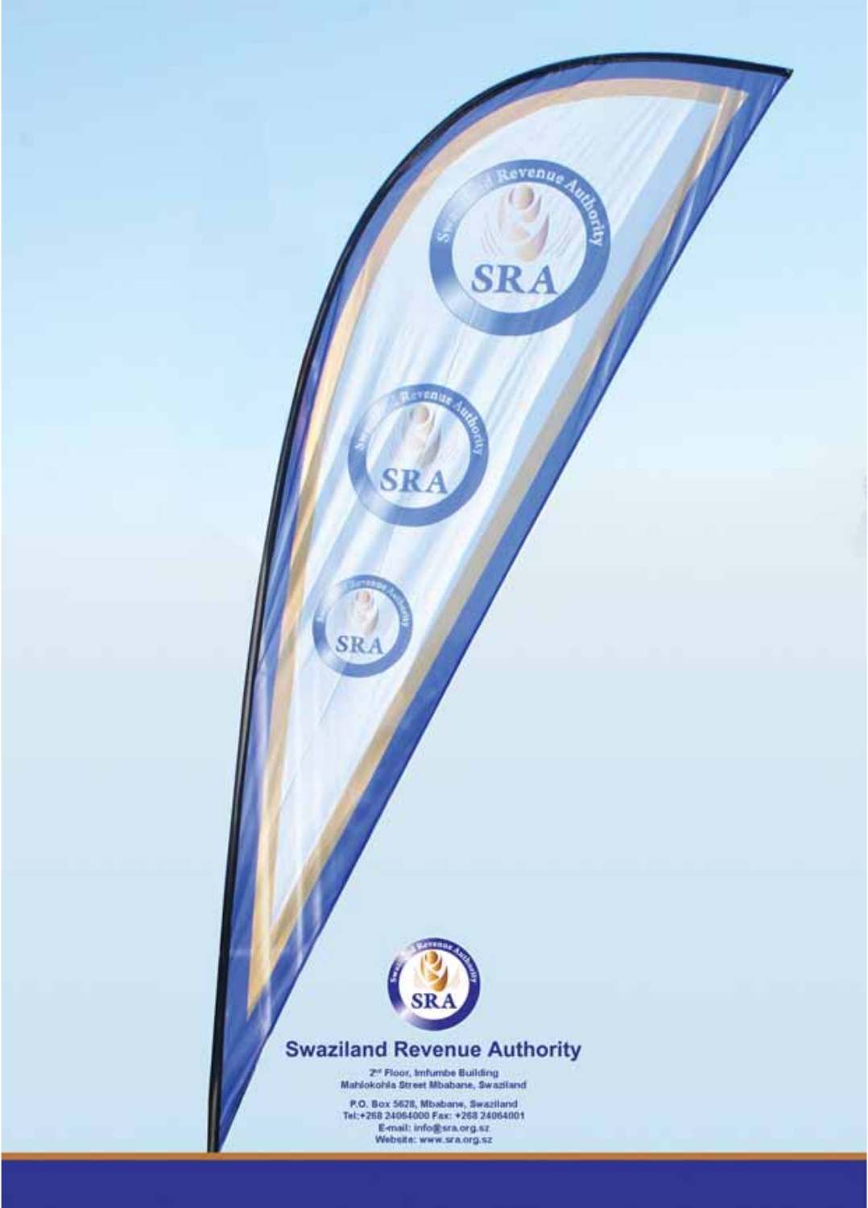**Swaziland Revenue Authority**

2[nd] Floor, Imfumbe Building
Mahlokohla Street Mbabane, Swaziland

P.O. Box 5628, Mbabane, Swaziland
Tel:+268 24064000 Fax: +268 24064001
E-mail: info@sra.org.sz
Website: www.sra.org.sz